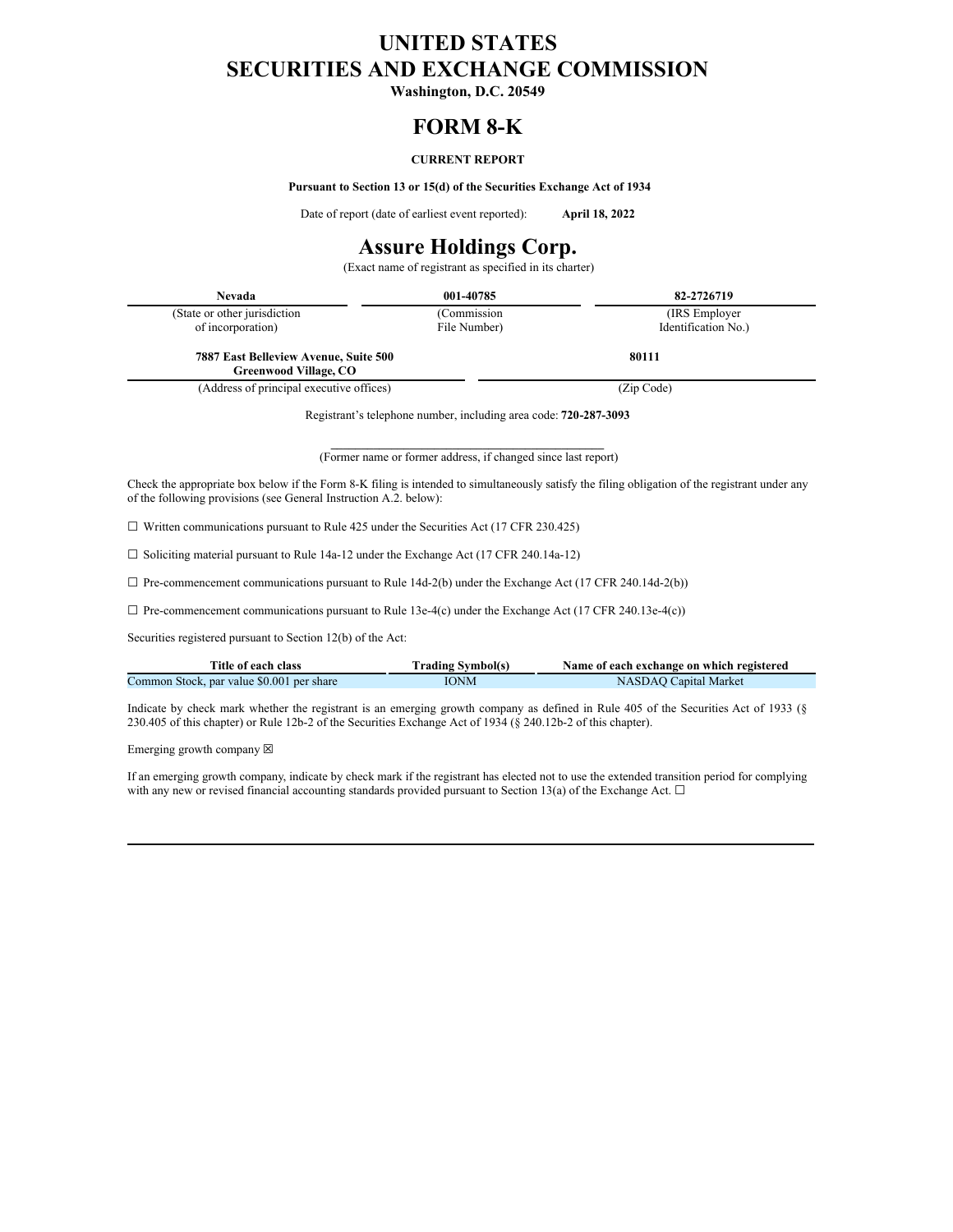# UNITED STATES
# SECURITIES AND EXCHANGE COMMISSION

**Washington, D.C. 20549**

# FORM 8-K

**CURRENT REPORT**

**Pursuant to Section 13 or 15(d) of the Securities Exchange Act of 1934**

Date of report (date of earliest event reported): **April 18, 2022**

# Assure Holdings Corp.

(Exact name of registrant as specified in its charter)

| | | |
|---|---|---|
| **Nevada** | **001-40785** | **82-2726719** |
| (State or other jurisdiction of incorporation) | (Commission File Number) | (IRS Employer Identification No.) |

| | |
|---|---|
| **7887 East Belleview Avenue, Suite 500 Greenwood Village, CO** | **80111** |
| (Address of principal executive offices) | (Zip Code) |

Registrant's telephone number, including area code: **720-287-3093**

\_\_\_\_\_\_\_\_\_\_\_\_\_\_\_\_\_\_\_\_\_\_\_\_\_\_\_\_\_\_\_\_\_\_\_\_\_\_\_\_\_\_\_\_
(Former name or former address, if changed since last report)

Check the appropriate box below if the Form 8-K filing is intended to simultaneously satisfy the filing obligation of the registrant under any of the following provisions (see General Instruction A.2. below):

☐ Written communications pursuant to Rule 425 under the Securities Act (17 CFR 230.425)

☐ Soliciting material pursuant to Rule 14a-12 under the Exchange Act (17 CFR 240.14a-12)

☐ Pre-commencement communications pursuant to Rule 14d-2(b) under the Exchange Act (17 CFR 240.14d-2(b))

☐ Pre-commencement communications pursuant to Rule 13e-4(c) under the Exchange Act (17 CFR 240.13e-4(c))

Securities registered pursuant to Section 12(b) of the Act:

| Title of each class | Trading Symbol(s) | Name of each exchange on which registered |
|---|---|---|
| Common Stock, par value $0.001 per share | IONM | NASDAQ Capital Market |

Indicate by check mark whether the registrant is an emerging growth company as defined in Rule 405 of the Securities Act of 1933 (§ 230.405 of this chapter) or Rule 12b-2 of the Securities Exchange Act of 1934 (§ 240.12b-2 of this chapter).

Emerging growth company ☒

If an emerging growth company, indicate by check mark if the registrant has elected not to use the extended transition period for complying with any new or revised financial accounting standards provided pursuant to Section 13(a) of the Exchange Act. ☐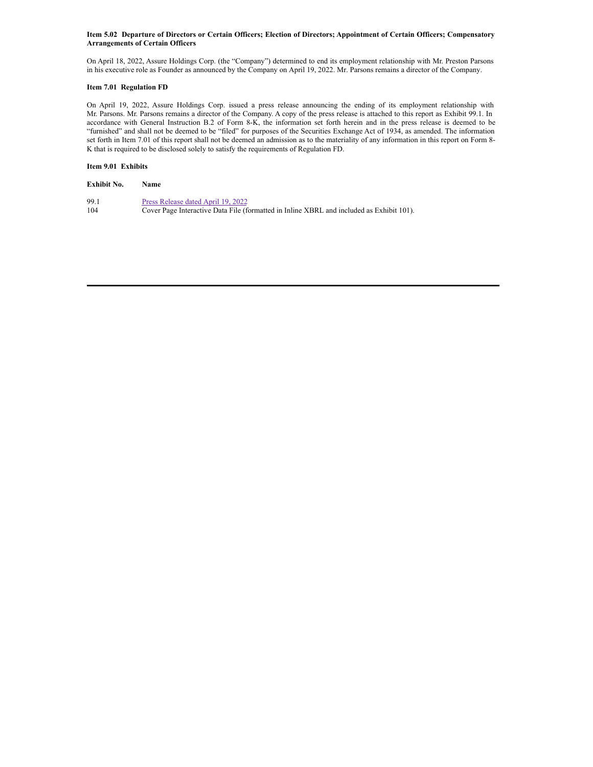**Item 5.02 Departure of Directors or Certain Officers; Election of Directors; Appointment of Certain Officers; Compensatory Arrangements of Certain Officers**

On April 18, 2022, Assure Holdings Corp. (the "Company") determined to end its employment relationship with Mr. Preston Parsons in his executive role as Founder as announced by the Company on April 19, 2022. Mr. Parsons remains a director of the Company.

**Item 7.01 Regulation FD**

On April 19, 2022, Assure Holdings Corp. issued a press release announcing the ending of its employment relationship with Mr. Parsons. Mr. Parsons remains a director of the Company. A copy of the press release is attached to this report as Exhibit 99.1. In accordance with General Instruction B.2 of Form 8-K, the information set forth herein and in the press release is deemed to be "furnished" and shall not be deemed to be "filed" for purposes of the Securities Exchange Act of 1934, as amended. The information set forth in Item 7.01 of this report shall not be deemed an admission as to the materiality of any information in this report on Form 8-K that is required to be disclosed solely to satisfy the requirements of Regulation FD.

**Item 9.01 Exhibits**

| Exhibit No. | Name |
|---|---|
| 99.1 | Press Release dated April 19, 2022 |
| 104 | Cover Page Interactive Data File (formatted in Inline XBRL and included as Exhibit 101). |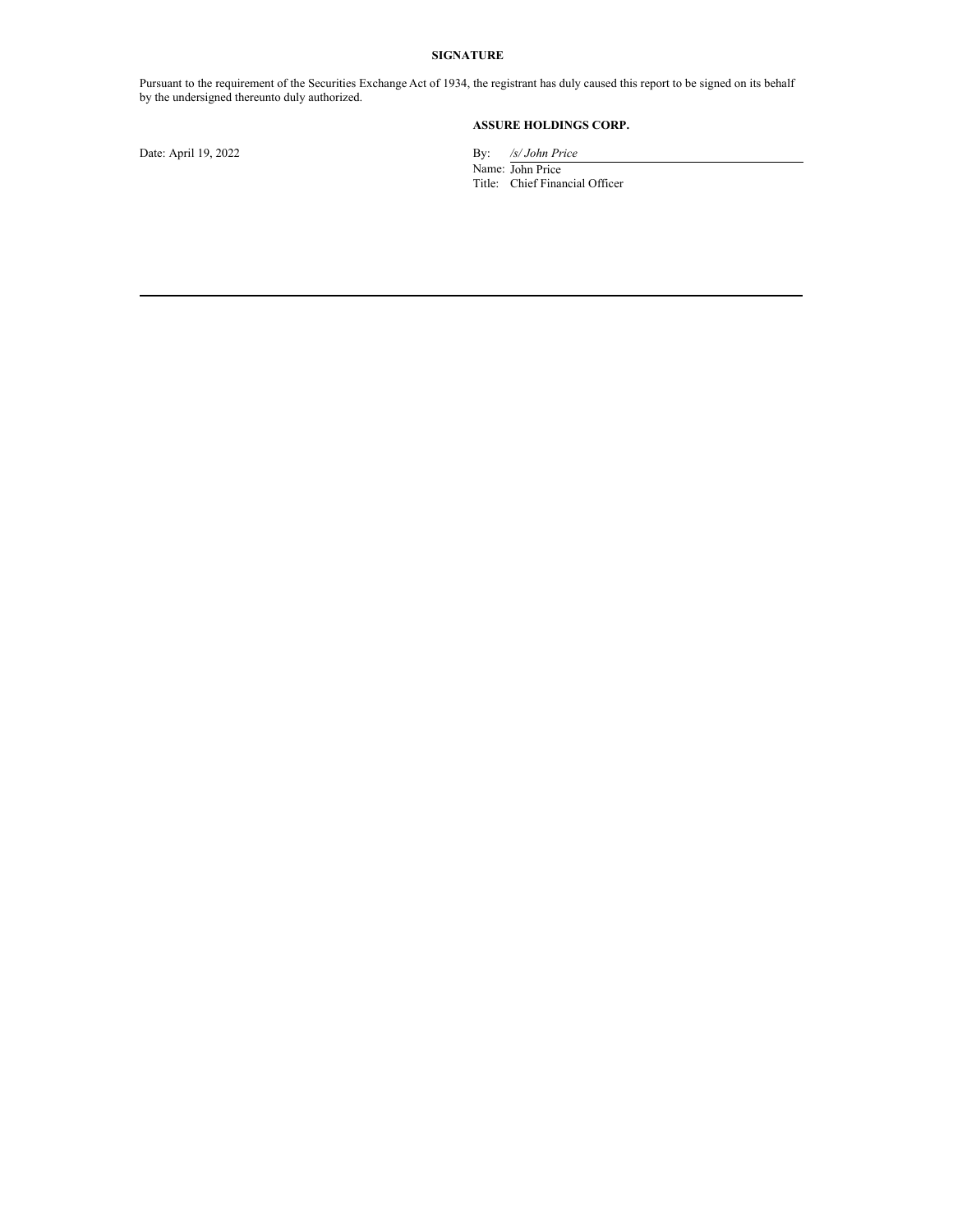## SIGNATURE

Pursuant to the requirement of the Securities Exchange Act of 1934, the registrant has duly caused this report to be signed on its behalf by the undersigned thereunto duly authorized.

**ASSURE HOLDINGS CORP.**

Date: April 19, 2022

By: */s/ John Price*
Name: John Price
Title: Chief Financial Officer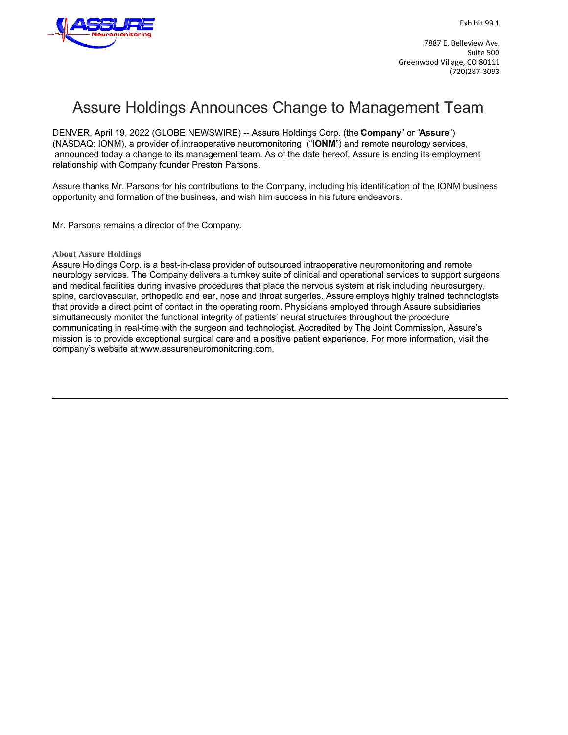Exhibit 99.1

7887 E. Belleview Ave.
Suite 500
Greenwood Village, CO 80111
(720)287-3093

# Assure Holdings Announces Change to Management Team

DENVER, April 19, 2022 (GLOBE NEWSWIRE) -- Assure Holdings Corp. (the **Company**" or "**Assure**") (NASDAQ: IONM), a provider of intraoperative neuromonitoring ("**IONM**") and remote neurology services, announced today a change to its management team. As of the date hereof, Assure is ending its employment relationship with Company founder Preston Parsons.

Assure thanks Mr. Parsons for his contributions to the Company, including his identification of the IONM business opportunity and formation of the business, and wish him success in his future endeavors.

Mr. Parsons remains a director of the Company.

**About Assure Holdings**

Assure Holdings Corp. is a best-in-class provider of outsourced intraoperative neuromonitoring and remote neurology services. The Company delivers a turnkey suite of clinical and operational services to support surgeons and medical facilities during invasive procedures that place the nervous system at risk including neurosurgery, spine, cardiovascular, orthopedic and ear, nose and throat surgeries. Assure employs highly trained technologists that provide a direct point of contact in the operating room. Physicians employed through Assure subsidiaries simultaneously monitor the functional integrity of patients' neural structures throughout the procedure communicating in real-time with the surgeon and technologist. Accredited by The Joint Commission, Assure's mission is to provide exceptional surgical care and a positive patient experience. For more information, visit the company's website at www.assureneuromonitoring.com.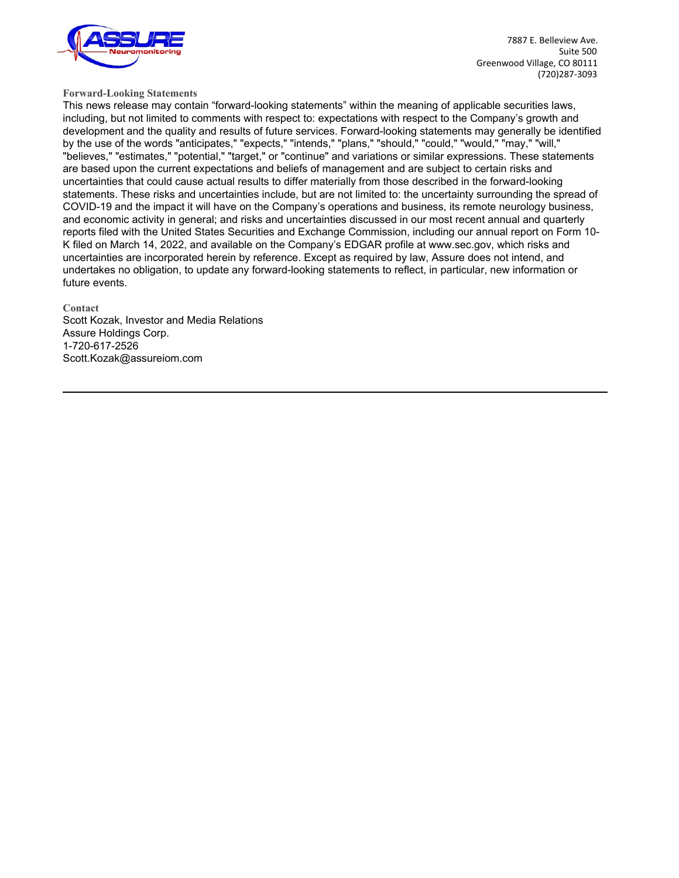7887 E. Belleview Ave.
Suite 500
Greenwood Village, CO 80111
(720)287-3093

**Forward-Looking Statements**

This news release may contain "forward-looking statements" within the meaning of applicable securities laws, including, but not limited to comments with respect to: expectations with respect to the Company's growth and development and the quality and results of future services. Forward-looking statements may generally be identified by the use of the words "anticipates," "expects," "intends," "plans," "should," "could," "would," "may," "will," "believes," "estimates," "potential," "target," or "continue" and variations or similar expressions. These statements are based upon the current expectations and beliefs of management and are subject to certain risks and uncertainties that could cause actual results to differ materially from those described in the forward-looking statements. These risks and uncertainties include, but are not limited to: the uncertainty surrounding the spread of COVID-19 and the impact it will have on the Company's operations and business, its remote neurology business, and economic activity in general; and risks and uncertainties discussed in our most recent annual and quarterly reports filed with the United States Securities and Exchange Commission, including our annual report on Form 10-K filed on March 14, 2022, and available on the Company's EDGAR profile at www.sec.gov, which risks and uncertainties are incorporated herein by reference. Except as required by law, Assure does not intend, and undertakes no obligation, to update any forward-looking statements to reflect, in particular, new information or future events.

**Contact**

Scott Kozak, Investor and Media Relations
Assure Holdings Corp.
1-720-617-2526
Scott.Kozak@assureiom.com

---